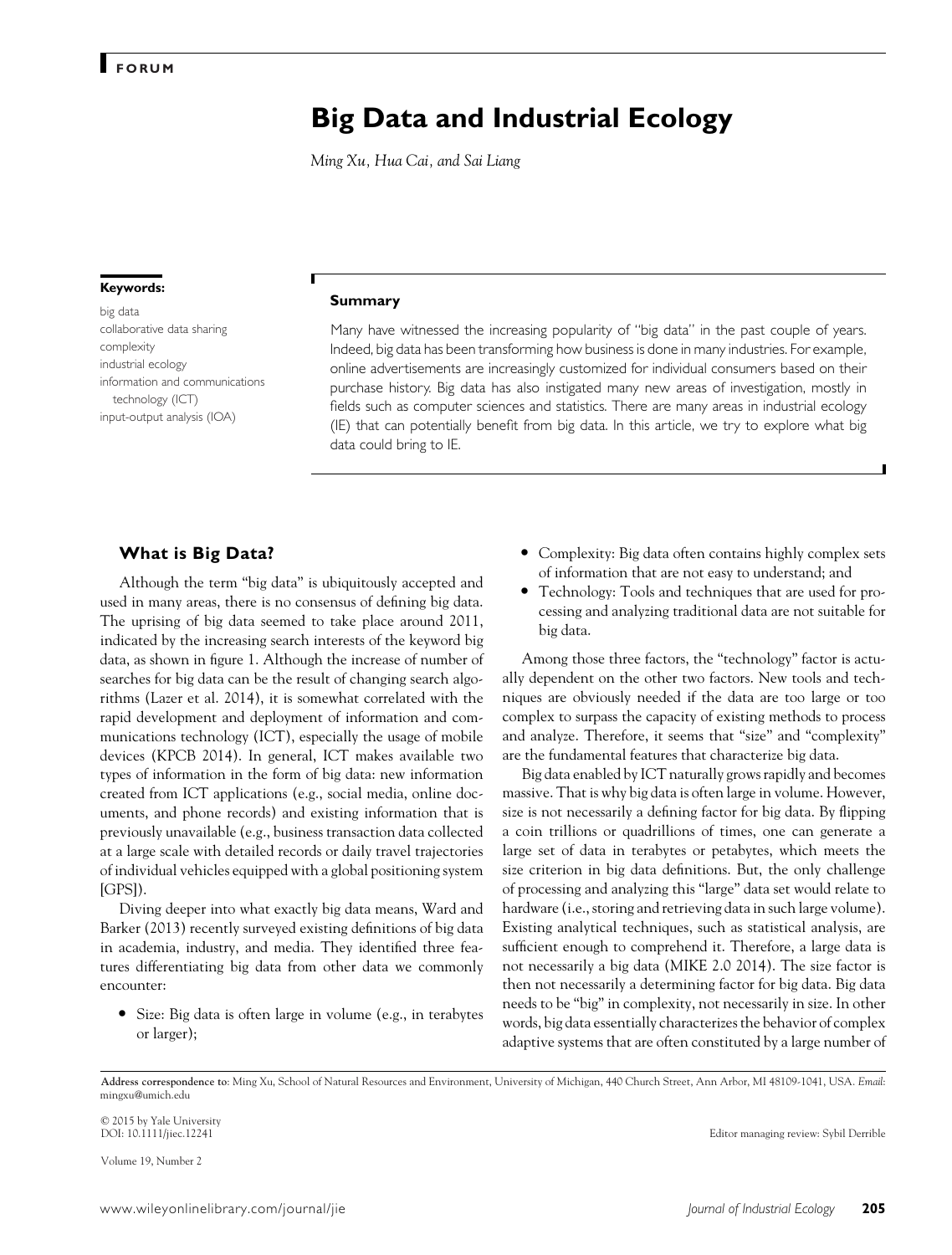FORUM

# Big Data and Industrial Ecology

*Ming Xu, Hua Cai, and Sai Liang*

**Keywords:**

big data
collaborative data sharing
complexity
industrial ecology
information and communications technology (ICT)
input-output analysis (IOA)

**Summary**

Many have witnessed the increasing popularity of "big data" in the past couple of years. Indeed, big data has been transforming how business is done in many industries. For example, online advertisements are increasingly customized for individual consumers based on their purchase history. Big data has also instigated many new areas of investigation, mostly in fields such as computer sciences and statistics. There are many areas in industrial ecology (IE) that can potentially benefit from big data. In this article, we try to explore what big data could bring to IE.

## What is Big Data?

Although the term "big data" is ubiquitously accepted and used in many areas, there is no consensus of defining big data. The uprising of big data seemed to take place around 2011, indicated by the increasing search interests of the keyword big data, as shown in figure 1. Although the increase of number of searches for big data can be the result of changing search algorithms (Lazer et al. 2014), it is somewhat correlated with the rapid development and deployment of information and communications technology (ICT), especially the usage of mobile devices (KPCB 2014). In general, ICT makes available two types of information in the form of big data: new information created from ICT applications (e.g., social media, online documents, and phone records) and existing information that is previously unavailable (e.g., business transaction data collected at a large scale with detailed records or daily travel trajectories of individual vehicles equipped with a global positioning system [GPS]).

Diving deeper into what exactly big data means, Ward and Barker (2013) recently surveyed existing definitions of big data in academia, industry, and media. They identified three features differentiating big data from other data we commonly encounter:

- Size: Big data is often large in volume (e.g., in terabytes or larger);
- Complexity: Big data often contains highly complex sets of information that are not easy to understand; and
- Technology: Tools and techniques that are used for processing and analyzing traditional data are not suitable for big data.

Among those three factors, the "technology" factor is actually dependent on the other two factors. New tools and techniques are obviously needed if the data are too large or too complex to surpass the capacity of existing methods to process and analyze. Therefore, it seems that "size" and "complexity" are the fundamental features that characterize big data.

Big data enabled by ICT naturally grows rapidly and becomes massive. That is why big data is often large in volume. However, size is not necessarily a defining factor for big data. By flipping a coin trillions or quadrillions of times, one can generate a large set of data in terabytes or petabytes, which meets the size criterion in big data definitions. But, the only challenge of processing and analyzing this "large" data set would relate to hardware (i.e., storing and retrieving data in such large volume). Existing analytical techniques, such as statistical analysis, are sufficient enough to comprehend it. Therefore, a large data is not necessarily a big data (MIKE 2.0 2014). The size factor is then not necessarily a determining factor for big data. Big data needs to be "big" in complexity, not necessarily in size. In other words, big data essentially characterizes the behavior of complex adaptive systems that are often constituted by a large number of

**Address correspondence to**: Ming Xu, School of Natural Resources and Environment, University of Michigan, 440 Church Street, Ann Arbor, MI 48109-1041, USA. *Email*: mingxu@umich.edu

© 2015 by Yale University
DOI: 10.1111/jiec.12241

Editor managing review: Sybil Derrible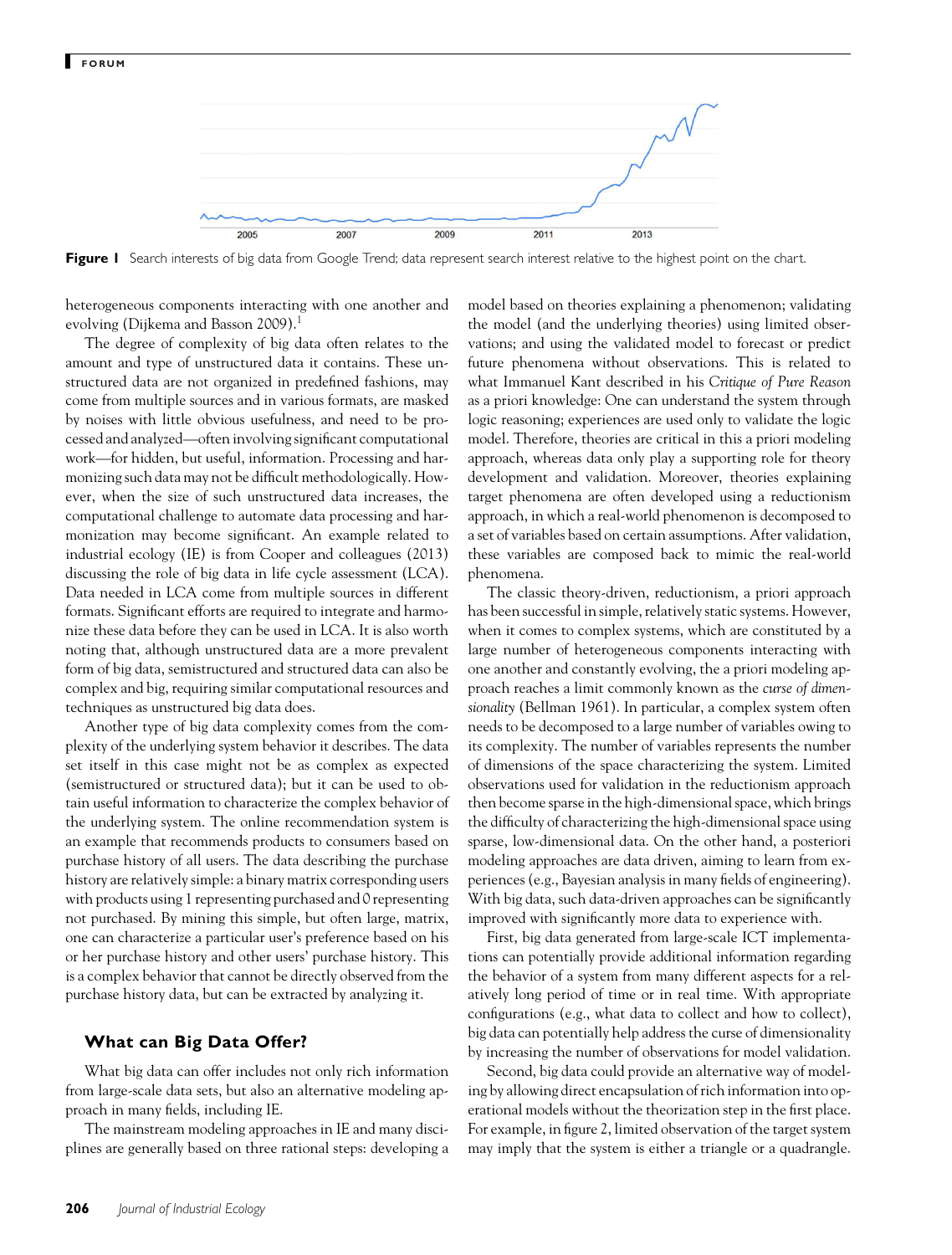2005

2007

2009

2011

2013

**Figure 1** Search interests of big data from Google Trend; data represent search interest relative to the highest point on the chart.

heterogeneous components interacting with one another and evolving (Dijkema and Basson 2009).[1]

The degree of complexity of big data often relates to the amount and type of unstructured data it contains. These unstructured data are not organized in predefined fashions, may come from multiple sources and in various formats, are masked by noises with little obvious usefulness, and need to be processed and analyzed—often involving significant computational work—for hidden, but useful, information. Processing and harmonizing such data may not be difficult methodologically. However, when the size of such unstructured data increases, the computational challenge to automate data processing and harmonization may become significant. An example related to industrial ecology (IE) is from Cooper and colleagues (2013) discussing the role of big data in life cycle assessment (LCA). Data needed in LCA come from multiple sources in different formats. Significant efforts are required to integrate and harmonize these data before they can be used in LCA. It is also worth noting that, although unstructured data are a more prevalent form of big data, semistructured and structured data can also be complex and big, requiring similar computational resources and techniques as unstructured big data does.

Another type of big data complexity comes from the complexity of the underlying system behavior it describes. The data set itself in this case might not be as complex as expected (semistructured or structured data); but it can be used to obtain useful information to characterize the complex behavior of the underlying system. The online recommendation system is an example that recommends products to consumers based on purchase history of all users. The data describing the purchase history are relatively simple: a binary matrix corresponding users with products using 1 representing purchased and 0 representing not purchased. By mining this simple, but often large, matrix, one can characterize a particular user's preference based on his or her purchase history and other users' purchase history. This is a complex behavior that cannot be directly observed from the purchase history data, but can be extracted by analyzing it.

## What can Big Data Offer?

What big data can offer includes not only rich information from large-scale data sets, but also an alternative modeling approach in many fields, including IE.

The mainstream modeling approaches in IE and many disciplines are generally based on three rational steps: developing a model based on theories explaining a phenomenon; validating the model (and the underlying theories) using limited observations; and using the validated model to forecast or predict future phenomena without observations. This is related to what Immanuel Kant described in his *Critique of Pure Reason* as a priori knowledge: One can understand the system through logic reasoning; experiences are used only to validate the logic model. Therefore, theories are critical in this a priori modeling approach, whereas data only play a supporting role for theory development and validation. Moreover, theories explaining target phenomena are often developed using a reductionism approach, in which a real-world phenomenon is decomposed to a set of variables based on certain assumptions. After validation, these variables are composed back to mimic the real-world phenomena.

The classic theory-driven, reductionism, a priori approach has been successful in simple, relatively static systems. However, when it comes to complex systems, which are constituted by a large number of heterogeneous components interacting with one another and constantly evolving, the a priori modeling approach reaches a limit commonly known as the *curse of dimensionality* (Bellman 1961). In particular, a complex system often needs to be decomposed to a large number of variables owing to its complexity. The number of variables represents the number of dimensions of the space characterizing the system. Limited observations used for validation in the reductionism approach then become sparse in the high-dimensional space, which brings the difficulty of characterizing the high-dimensional space using sparse, low-dimensional data. On the other hand, a posteriori modeling approaches are data driven, aiming to learn from experiences (e.g., Bayesian analysis in many fields of engineering). With big data, such data-driven approaches can be significantly improved with significantly more data to experience with.

First, big data generated from large-scale ICT implementations can potentially provide additional information regarding the behavior of a system from many different aspects for a relatively long period of time or in real time. With appropriate configurations (e.g., what data to collect and how to collect), big data can potentially help address the curse of dimensionality by increasing the number of observations for model validation.

Second, big data could provide an alternative way of modeling by allowing direct encapsulation of rich information into operational models without the theorization step in the first place. For example, in figure 2, limited observation of the target system may imply that the system is either a triangle or a quadrangle.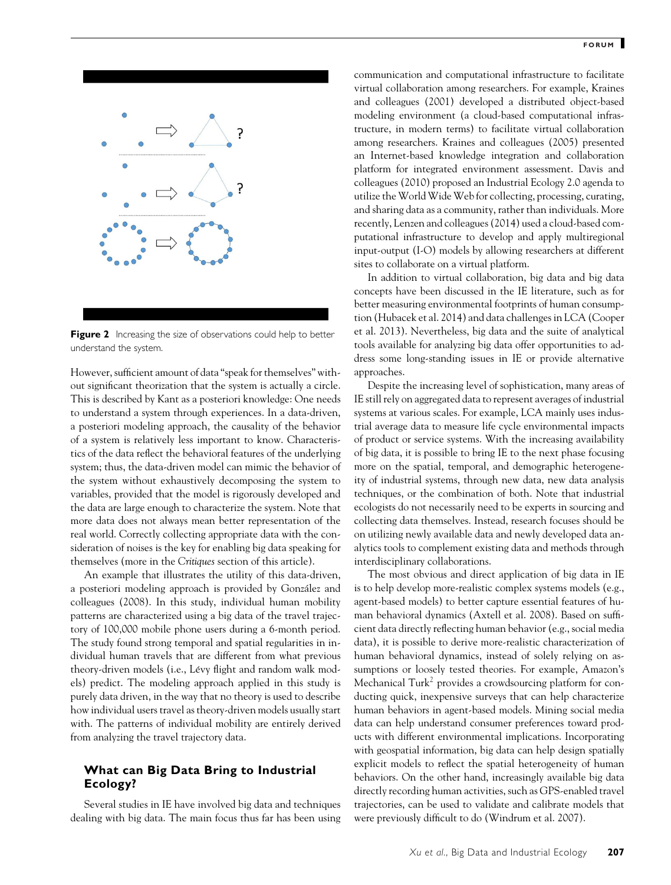**Figure 2** Increasing the size of observations could help to better understand the system.

However, sufficient amount of data "speak for themselves" without significant theorization that the system is actually a circle. This is described by Kant as a posteriori knowledge: One needs to understand a system through experiences. In a data-driven, a posteriori modeling approach, the causality of the behavior of a system is relatively less important to know. Characteristics of the data reflect the behavioral features of the underlying system; thus, the data-driven model can mimic the behavior of the system without exhaustively decomposing the system to variables, provided that the model is rigorously developed and the data are large enough to characterize the system. Note that more data does not always mean better representation of the real world. Correctly collecting appropriate data with the consideration of noises is the key for enabling big data speaking for themselves (more in the *Critiques* section of this article).

An example that illustrates the utility of this data-driven, a posteriori modeling approach is provided by González and colleagues (2008). In this study, individual human mobility patterns are characterized using a big data of the travel trajectory of 100,000 mobile phone users during a 6-month period. The study found strong temporal and spatial regularities in individual human travels that are different from what previous theory-driven models (i.e., Lévy flight and random walk models) predict. The modeling approach applied in this study is purely data driven, in the way that no theory is used to describe how individual users travel as theory-driven models usually start with. The patterns of individual mobility are entirely derived from analyzing the travel trajectory data.

## What can Big Data Bring to Industrial Ecology?

Several studies in IE have involved big data and techniques dealing with big data. The main focus thus far has been using communication and computational infrastructure to facilitate virtual collaboration among researchers. For example, Kraines and colleagues (2001) developed a distributed object-based modeling environment (a cloud-based computational infrastructure, in modern terms) to facilitate virtual collaboration among researchers. Kraines and colleagues (2005) presented an Internet-based knowledge integration and collaboration platform for integrated environment assessment. Davis and colleagues (2010) proposed an Industrial Ecology 2.0 agenda to utilize the World Wide Web for collecting, processing, curating, and sharing data as a community, rather than individuals. More recently, Lenzen and colleagues (2014) used a cloud-based computational infrastructure to develop and apply multiregional input-output (I-O) models by allowing researchers at different sites to collaborate on a virtual platform.

In addition to virtual collaboration, big data and big data concepts have been discussed in the IE literature, such as for better measuring environmental footprints of human consumption (Hubacek et al. 2014) and data challenges in LCA (Cooper et al. 2013). Nevertheless, big data and the suite of analytical tools available for analyzing big data offer opportunities to address some long-standing issues in IE or provide alternative approaches.

Despite the increasing level of sophistication, many areas of IE still rely on aggregated data to represent averages of industrial systems at various scales. For example, LCA mainly uses industrial average data to measure life cycle environmental impacts of product or service systems. With the increasing availability of big data, it is possible to bring IE to the next phase focusing more on the spatial, temporal, and demographic heterogeneity of industrial systems, through new data, new data analysis techniques, or the combination of both. Note that industrial ecologists do not necessarily need to be experts in sourcing and collecting data themselves. Instead, research focuses should be on utilizing newly available data and newly developed data analytics tools to complement existing data and methods through interdisciplinary collaborations.

The most obvious and direct application of big data in IE is to help develop more-realistic complex systems models (e.g., agent-based models) to better capture essential features of human behavioral dynamics (Axtell et al. 2008). Based on sufficient data directly reflecting human behavior (e.g., social media data), it is possible to derive more-realistic characterization of human behavioral dynamics, instead of solely relying on assumptions or loosely tested theories. For example, Amazon's Mechanical Turk[2] provides a crowdsourcing platform for conducting quick, inexpensive surveys that can help characterize human behaviors in agent-based models. Mining social media data can help understand consumer preferences toward products with different environmental implications. Incorporating with geospatial information, big data can help design spatially explicit models to reflect the spatial heterogeneity of human behaviors. On the other hand, increasingly available big data directly recording human activities, such as GPS-enabled travel trajectories, can be used to validate and calibrate models that were previously difficult to do (Windrum et al. 2007).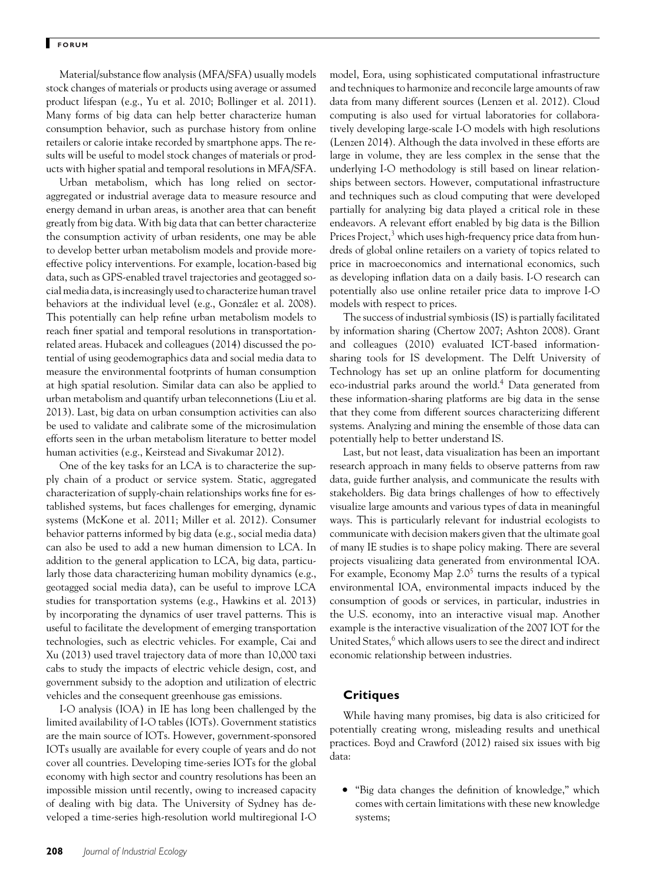Material/substance flow analysis (MFA/SFA) usually models stock changes of materials or products using average or assumed product lifespan (e.g., Yu et al. 2010; Bollinger et al. 2011). Many forms of big data can help better characterize human consumption behavior, such as purchase history from online retailers or calorie intake recorded by smartphone apps. The results will be useful to model stock changes of materials or products with higher spatial and temporal resolutions in MFA/SFA.

Urban metabolism, which has long relied on sector-aggregated or industrial average data to measure resource and energy demand in urban areas, is another area that can benefit greatly from big data. With big data that can better characterize the consumption activity of urban residents, one may be able to develop better urban metabolism models and provide more-effective policy interventions. For example, location-based big data, such as GPS-enabled travel trajectories and geotagged social media data, is increasingly used to characterize human travel behaviors at the individual level (e.g., González et al. 2008). This potentially can help refine urban metabolism models to reach finer spatial and temporal resolutions in transportation-related areas. Hubacek and colleagues (2014) discussed the potential of using geodemographics data and social media data to measure the environmental footprints of human consumption at high spatial resolution. Similar data can also be applied to urban metabolism and quantify urban teleconnections (Liu et al. 2013). Last, big data on urban consumption activities can also be used to validate and calibrate some of the microsimulation efforts seen in the urban metabolism literature to better model human activities (e.g., Keirstead and Sivakumar 2012).

One of the key tasks for an LCA is to characterize the supply chain of a product or service system. Static, aggregated characterization of supply-chain relationships works fine for established systems, but faces challenges for emerging, dynamic systems (McKone et al. 2011; Miller et al. 2012). Consumer behavior patterns informed by big data (e.g., social media data) can also be used to add a new human dimension to LCA. In addition to the general application to LCA, big data, particularly those data characterizing human mobility dynamics (e.g., geotagged social media data), can be useful to improve LCA studies for transportation systems (e.g., Hawkins et al. 2013) by incorporating the dynamics of user travel patterns. This is useful to facilitate the development of emerging transportation technologies, such as electric vehicles. For example, Cai and Xu (2013) used travel trajectory data of more than 10,000 taxi cabs to study the impacts of electric vehicle design, cost, and government subsidy to the adoption and utilization of electric vehicles and the consequent greenhouse gas emissions.

I-O analysis (IOA) in IE has long been challenged by the limited availability of I-O tables (IOTs). Government statistics are the main source of IOTs. However, government-sponsored IOTs usually are available for every couple of years and do not cover all countries. Developing time-series IOTs for the global economy with high sector and country resolutions has been an impossible mission until recently, owing to increased capacity of dealing with big data. The University of Sydney has developed a time-series high-resolution world multiregional I-O model, Eora, using sophisticated computational infrastructure and techniques to harmonize and reconcile large amounts of raw data from many different sources (Lenzen et al. 2012). Cloud computing is also used for virtual laboratories for collaboratively developing large-scale I-O models with high resolutions (Lenzen 2014). Although the data involved in these efforts are large in volume, they are less complex in the sense that the underlying I-O methodology is still based on linear relationships between sectors. However, computational infrastructure and techniques such as cloud computing that were developed partially for analyzing big data played a critical role in these endeavors. A relevant effort enabled by big data is the Billion Prices Project,[3] which uses high-frequency price data from hundreds of global online retailers on a variety of topics related to price in macroeconomics and international economics, such as developing inflation data on a daily basis. I-O research can potentially also use online retailer price data to improve I-O models with respect to prices.

The success of industrial symbiosis (IS) is partially facilitated by information sharing (Chertow 2007; Ashton 2008). Grant and colleagues (2010) evaluated ICT-based information-sharing tools for IS development. The Delft University of Technology has set up an online platform for documenting eco-industrial parks around the world.[4] Data generated from these information-sharing platforms are big data in the sense that they come from different sources characterizing different systems. Analyzing and mining the ensemble of those data can potentially help to better understand IS.

Last, but not least, data visualization has been an important research approach in many fields to observe patterns from raw data, guide further analysis, and communicate the results with stakeholders. Big data brings challenges of how to effectively visualize large amounts and various types of data in meaningful ways. This is particularly relevant for industrial ecologists to communicate with decision makers given that the ultimate goal of many IE studies is to shape policy making. There are several projects visualizing data generated from environmental IOA. For example, Economy Map 2.0[5] turns the results of a typical environmental IOA, environmental impacts induced by the consumption of goods or services, in particular, industries in the U.S. economy, into an interactive visual map. Another example is the interactive visualization of the 2007 IOT for the United States,[6] which allows users to see the direct and indirect economic relationship between industries.

## Critiques

While having many promises, big data is also criticized for potentially creating wrong, misleading results and unethical practices. Boyd and Crawford (2012) raised six issues with big data:

- "Big data changes the definition of knowledge," which comes with certain limitations with these new knowledge systems;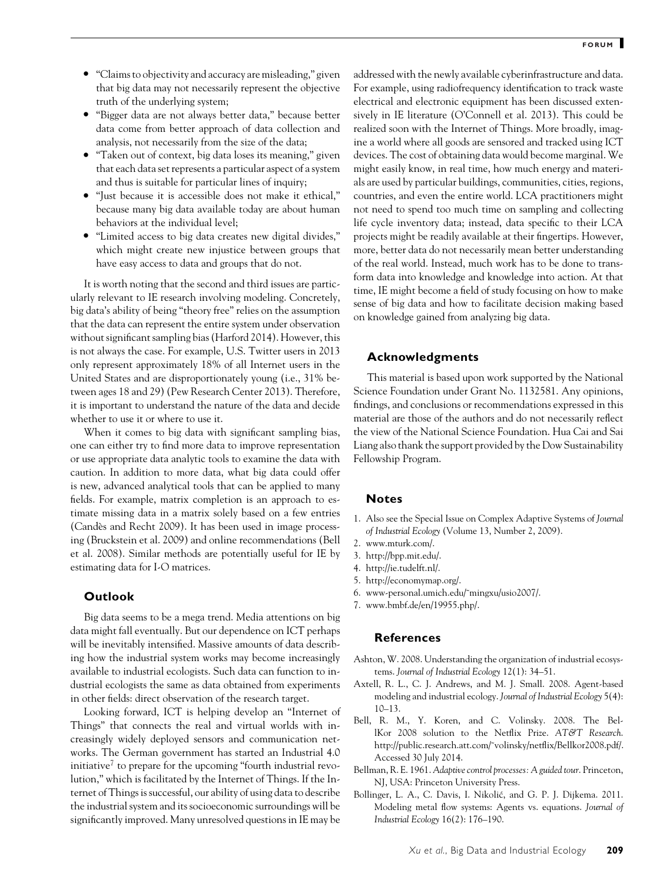- "Claims to objectivity and accuracy are misleading," given that big data may not necessarily represent the objective truth of the underlying system;
- "Bigger data are not always better data," because better data come from better approach of data collection and analysis, not necessarily from the size of the data;
- "Taken out of context, big data loses its meaning," given that each data set represents a particular aspect of a system and thus is suitable for particular lines of inquiry;
- "Just because it is accessible does not make it ethical," because many big data available today are about human behaviors at the individual level;
- "Limited access to big data creates new digital divides," which might create new injustice between groups that have easy access to data and groups that do not.

It is worth noting that the second and third issues are particularly relevant to IE research involving modeling. Concretely, big data's ability of being "theory free" relies on the assumption that the data can represent the entire system under observation without significant sampling bias (Harford 2014). However, this is not always the case. For example, U.S. Twitter users in 2013 only represent approximately 18% of all Internet users in the United States and are disproportionately young (i.e., 31% between ages 18 and 29) (Pew Research Center 2013). Therefore, it is important to understand the nature of the data and decide whether to use it or where to use it.

When it comes to big data with significant sampling bias, one can either try to find more data to improve representation or use appropriate data analytic tools to examine the data with caution. In addition to more data, what big data could offer is new, advanced analytical tools that can be applied to many fields. For example, matrix completion is an approach to estimate missing data in a matrix solely based on a few entries (Candès and Recht 2009). It has been used in image processing (Bruckstein et al. 2009) and online recommendations (Bell et al. 2008). Similar methods are potentially useful for IE by estimating data for I-O matrices.

## Outlook

Big data seems to be a mega trend. Media attentions on big data might fall eventually. But our dependence on ICT perhaps will be inevitably intensified. Massive amounts of data describing how the industrial system works may become increasingly available to industrial ecologists. Such data can function to industrial ecologists the same as data obtained from experiments in other fields: direct observation of the research target.

Looking forward, ICT is helping develop an "Internet of Things" that connects the real and virtual worlds with increasingly widely deployed sensors and communication networks. The German government has started an Industrial 4.0 initiative[7] to prepare for the upcoming "fourth industrial revolution," which is facilitated by the Internet of Things. If the Internet of Things is successful, our ability of using data to describe the industrial system and its socioeconomic surroundings will be significantly improved. Many unresolved questions in IE may be addressed with the newly available cyberinfrastructure and data. For example, using radiofrequency identification to track waste electrical and electronic equipment has been discussed extensively in IE literature (O'Connell et al. 2013). This could be realized soon with the Internet of Things. More broadly, imagine a world where all goods are sensored and tracked using ICT devices. The cost of obtaining data would become marginal. We might easily know, in real time, how much energy and materials are used by particular buildings, communities, cities, regions, countries, and even the entire world. LCA practitioners might not need to spend too much time on sampling and collecting life cycle inventory data; instead, data specific to their LCA projects might be readily available at their fingertips. However, more, better data do not necessarily mean better understanding of the real world. Instead, much work has to be done to transform data into knowledge and knowledge into action. At that time, IE might become a field of study focusing on how to make sense of big data and how to facilitate decision making based on knowledge gained from analyzing big data.

## Acknowledgments

This material is based upon work supported by the National Science Foundation under Grant No. 1132581. Any opinions, findings, and conclusions or recommendations expressed in this material are those of the authors and do not necessarily reflect the view of the National Science Foundation. Hua Cai and Sai Liang also thank the support provided by the Dow Sustainability Fellowship Program.

## Notes

1. Also see the Special Issue on Complex Adaptive Systems of *Journal of Industrial Ecology* (Volume 13, Number 2, 2009).
2. www.mturk.com/.
3. http://bpp.mit.edu/.
4. http://ie.tudelft.nl/.
5. http://economymap.org/.
6. www-personal.umich.edu/~mingxu/usio2007/.
7. www.bmbf.de/en/19955.php/.

## References

Ashton, W. 2008. Understanding the organization of industrial ecosystems. *Journal of Industrial Ecology* 12(1): 34–51.

Axtell, R. L., C. J. Andrews, and M. J. Small. 2008. Agent-based modeling and industrial ecology. *Journal of Industrial Ecology* 5(4): 10–13.

Bell, R. M., Y. Koren, and C. Volinsky. 2008. The BellKor 2008 solution to the Netflix Prize. *AT&T Research.* http://public.research.att.com/~volinsky/netflix/Bellkor2008.pdf/. Accessed 30 July 2014.

Bellman, R. E. 1961. *Adaptive control processes: A guided tour*. Princeton, NJ, USA: Princeton University Press.

Bollinger, L. A., C. Davis, I. Nikolić, and G. P. J. Dijkema. 2011. Modeling metal flow systems: Agents vs. equations. *Journal of Industrial Ecology* 16(2): 176–190.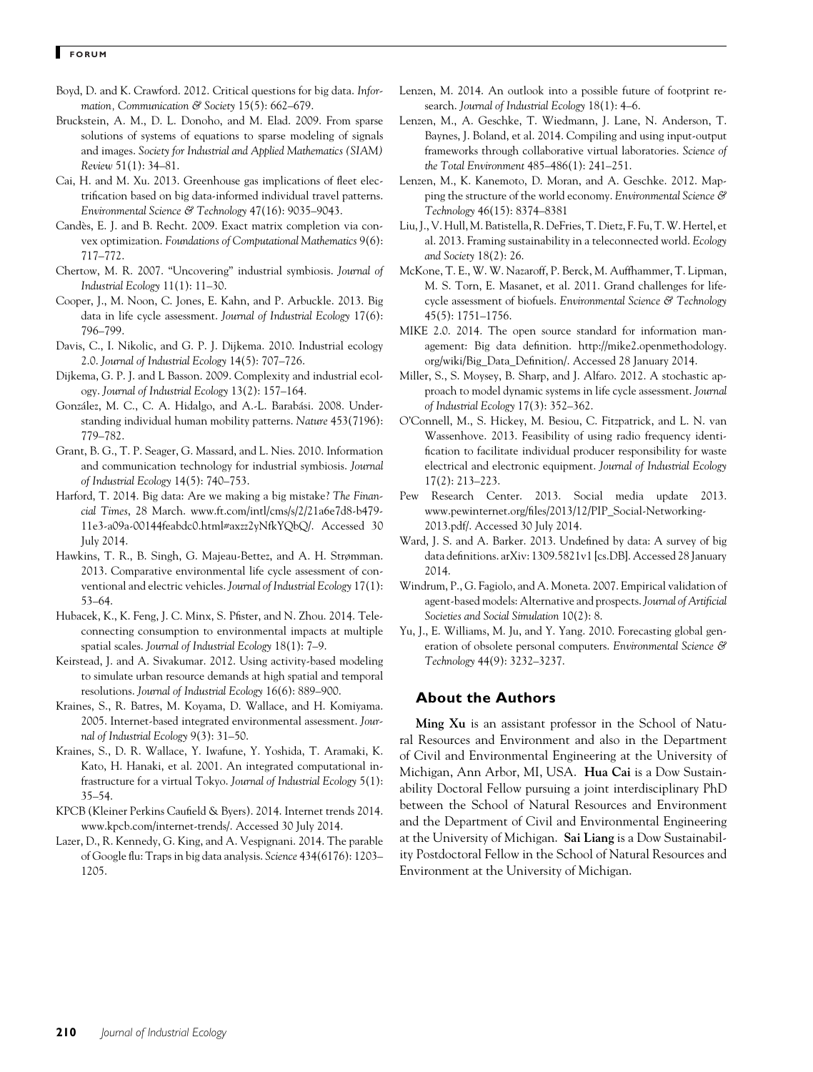Boyd, D. and K. Crawford. 2012. Critical questions for big data. *Information, Communication & Society* 15(5): 662–679.

Bruckstein, A. M., D. L. Donoho, and M. Elad. 2009. From sparse solutions of systems of equations to sparse modeling of signals and images. *Society for Industrial and Applied Mathematics (SIAM) Review* 51(1): 34–81.

Cai, H. and M. Xu. 2013. Greenhouse gas implications of fleet electrification based on big data-informed individual travel patterns. *Environmental Science & Technology* 47(16): 9035–9043.

Candès, E. J. and B. Recht. 2009. Exact matrix completion via convex optimization. *Foundations of Computational Mathematics* 9(6): 717–772.

Chertow, M. R. 2007. "Uncovering" industrial symbiosis. *Journal of Industrial Ecology* 11(1): 11–30.

Cooper, J., M. Noon, C. Jones, E. Kahn, and P. Arbuckle. 2013. Big data in life cycle assessment. *Journal of Industrial Ecology* 17(6): 796–799.

Davis, C., I. Nikolic, and G. P. J. Dijkema. 2010. Industrial ecology 2.0. *Journal of Industrial Ecology* 14(5): 707–726.

Dijkema, G. P. J. and L Basson. 2009. Complexity and industrial ecology. *Journal of Industrial Ecology* 13(2): 157–164.

González, M. C., C. A. Hidalgo, and A.-L. Barabási. 2008. Understanding individual human mobility patterns. *Nature* 453(7196): 779–782.

Grant, B. G., T. P. Seager, G. Massard, and L. Nies. 2010. Information and communication technology for industrial symbiosis. *Journal of Industrial Ecology* 14(5): 740–753.

Harford, T. 2014. Big data: Are we making a big mistake? *The Financial Times*, 28 March. www.ft.com/intl/cms/s/2/21a6e7d8-b479-11e3-a09a-00144feabdc0.html#axzz2yNfkYQbQ/. Accessed 30 July 2014.

Hawkins, T. R., B. Singh, G. Majeau-Bettez, and A. H. Strømman. 2013. Comparative environmental life cycle assessment of conventional and electric vehicles. *Journal of Industrial Ecology* 17(1): 53–64.

Hubacek, K., K. Feng, J. C. Minx, S. Pfister, and N. Zhou. 2014. Teleconnecting consumption to environmental impacts at multiple spatial scales. *Journal of Industrial Ecology* 18(1): 7–9.

Keirstead, J. and A. Sivakumar. 2012. Using activity-based modeling to simulate urban resource demands at high spatial and temporal resolutions. *Journal of Industrial Ecology* 16(6): 889–900.

Kraines, S., R. Batres, M. Koyama, D. Wallace, and H. Komiyama. 2005. Internet-based integrated environmental assessment. *Journal of Industrial Ecology* 9(3): 31–50.

Kraines, S., D. R. Wallace, Y. Iwafune, Y. Yoshida, T. Aramaki, K. Kato, H. Hanaki, et al. 2001. An integrated computational infrastructure for a virtual Tokyo. *Journal of Industrial Ecology* 5(1): 35–54.

KPCB (Kleiner Perkins Caufield & Byers). 2014. Internet trends 2014. www.kpcb.com/internet-trends/. Accessed 30 July 2014.

Lazer, D., R. Kennedy, G. King, and A. Vespignani. 2014. The parable of Google flu: Traps in big data analysis. *Science* 434(6176): 1203–1205.

Lenzen, M. 2014. An outlook into a possible future of footprint research. *Journal of Industrial Ecology* 18(1): 4–6.

Lenzen, M., A. Geschke, T. Wiedmann, J. Lane, N. Anderson, T. Baynes, J. Boland, et al. 2014. Compiling and using input-output frameworks through collaborative virtual laboratories. *Science of the Total Environment* 485–486(1): 241–251.

Lenzen, M., K. Kanemoto, D. Moran, and A. Geschke. 2012. Mapping the structure of the world economy. *Environmental Science & Technology* 46(15): 8374–8381

Liu, J., V. Hull, M. Batistella, R. DeFries, T. Dietz, F. Fu, T. W. Hertel, et al. 2013. Framing sustainability in a teleconnected world. *Ecology and Society* 18(2): 26.

McKone, T. E., W. W. Nazaroff, P. Berck, M. Auffhammer, T. Lipman, M. S. Torn, E. Masanet, et al. 2011. Grand challenges for life-cycle assessment of biofuels. *Environmental Science & Technology* 45(5): 1751–1756.

MIKE 2.0. 2014. The open source standard for information management: Big data definition. http://mike2.openmethodology.org/wiki/Big_Data_Definition/. Accessed 28 January 2014.

Miller, S., S. Moysey, B. Sharp, and J. Alfaro. 2012. A stochastic approach to model dynamic systems in life cycle assessment. *Journal of Industrial Ecology* 17(3): 352–362.

O'Connell, M., S. Hickey, M. Besiou, C. Fitzpatrick, and L. N. van Wassenhove. 2013. Feasibility of using radio frequency identification to facilitate individual producer responsibility for waste electrical and electronic equipment. *Journal of Industrial Ecology* 17(2): 213–223.

Pew Research Center. 2013. Social media update 2013. www.pewinternet.org/files/2013/12/PIP_Social-Networking-2013.pdf/. Accessed 30 July 2014.

Ward, J. S. and A. Barker. 2013. Undefined by data: A survey of big data definitions. arXiv: 1309.5821v1 [cs.DB]. Accessed 28 January 2014.

Windrum, P., G. Fagiolo, and A. Moneta. 2007. Empirical validation of agent-based models: Alternative and prospects. *Journal of Artificial Societies and Social Simulation* 10(2): 8.

Yu, J., E. Williams, M. Ju, and Y. Yang. 2010. Forecasting global generation of obsolete personal computers. *Environmental Science & Technology* 44(9): 3232–3237.

## About the Authors

**Ming Xu** is an assistant professor in the School of Natural Resources and Environment and also in the Department of Civil and Environmental Engineering at the University of Michigan, Ann Arbor, MI, USA. **Hua Cai** is a Dow Sustainability Doctoral Fellow pursuing a joint interdisciplinary PhD between the School of Natural Resources and Environment and the Department of Civil and Environmental Engineering at the University of Michigan. **Sai Liang** is a Dow Sustainability Postdoctoral Fellow in the School of Natural Resources and Environment at the University of Michigan.